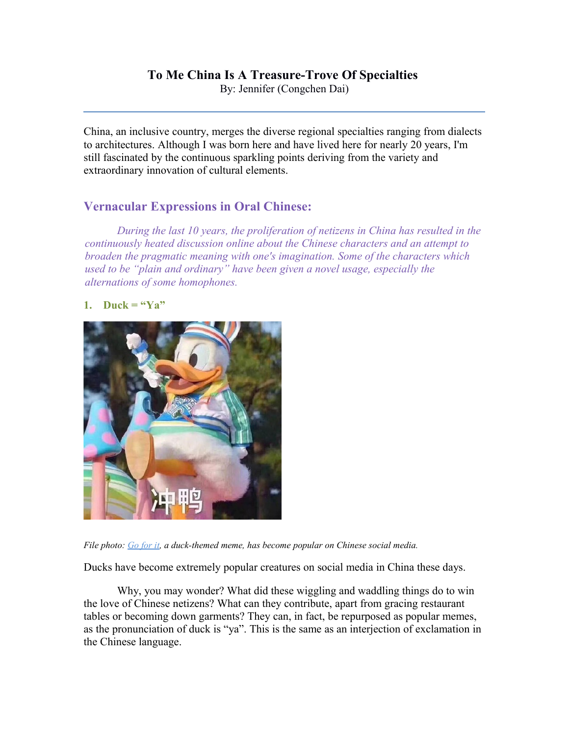# To Me China Is A Treasure-Trove Of Specialties

By: Jennifer (Congchen Dai)

---

China, an inclusive country, merges the diverse regional specialties ranging from dialects to architectures. Although I was born here and have lived here for nearly 20 years, I'm still fascinated by the continuous sparkling points deriving from the variety and extraordinary innovation of cultural elements.

## Vernacular Expressions in Oral Chinese:

*During the last 10 years, the proliferation of netizens in China has resulted in the continuously heated discussion online about the Chinese characters and an attempt to broaden the pragmatic meaning with one's imagination. Some of the characters which used to be "plain and ordinary" have been given a novel usage, especially the alternations of some homophones.*

### 1. Duck = "Ya"

*File photo: Go for it, a duck-themed meme, has become popular on Chinese social media.*

Ducks have become extremely popular creatures on social media in China these days.

Why, you may wonder? What did these wiggling and waddling things do to win the love of Chinese netizens? What can they contribute, apart from gracing restaurant tables or becoming down garments? They can, in fact, be repurposed as popular memes, as the pronunciation of duck is "ya". This is the same as an interjection of exclamation in the Chinese language.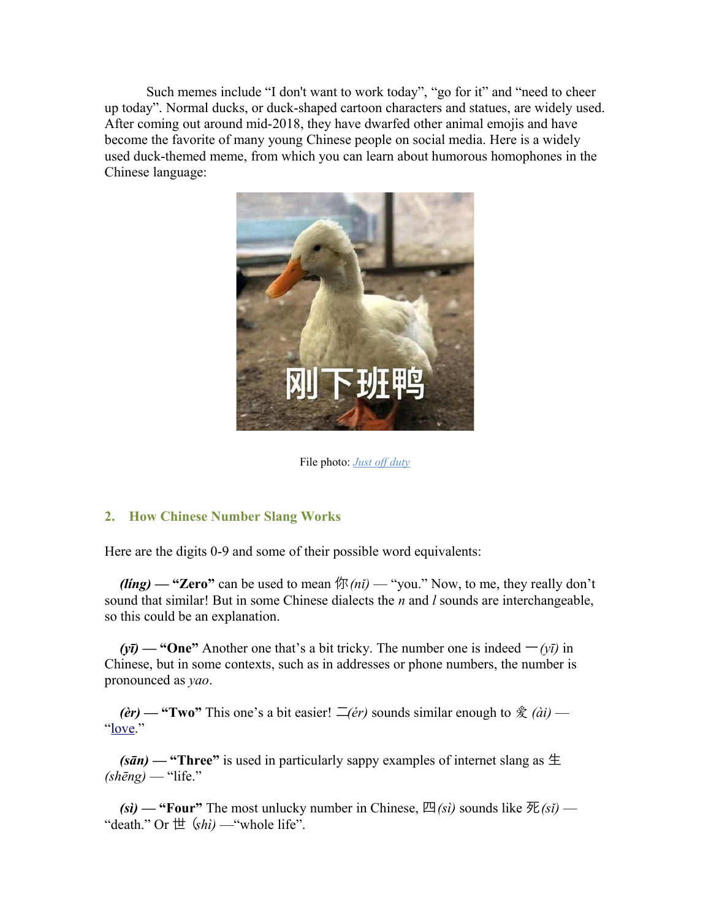Such memes include “I don't want to work today”, “go for it” and “need to cheer up today”. Normal ducks, or duck-shaped cartoon characters and statues, are widely used. After coming out around mid-2018, they have dwarfed other animal emojis and have become the favorite of many young Chinese people on social media. Here is a widely used duck-themed meme, from which you can learn about humorous homophones in the Chinese language:

File photo: *Just off duty*

## 2. How Chinese Number Slang Works

Here are the digits 0-9 and some of their possible word equivalents:

***(líng)* — “Zero”** can be used to mean 你 *(nǐ)* — “you.” Now, to me, they really don’t sound that similar! But in some Chinese dialects the *n* and *l* sounds are interchangeable, so this could be an explanation.

***(yī)* — “One”** Another one that’s a bit tricky. The number one is indeed 一 *(yī)* in Chinese, but in some contexts, such as in addresses or phone numbers, the number is pronounced as *yao*.

***(èr)* — “Two”** This one’s a bit easier! 二*(ér)* sounds similar enough to 爱 *(ài)* — “love.”

***(sān)* — “Three”** is used in particularly sappy examples of internet slang as 生 *(shēng)* — “life.”

***(sì)* — “Four”** The most unlucky number in Chinese, 四 *(sì)* sounds like 死 *(sǐ)* — “death.” Or 世 (*shì)* —“whole life”.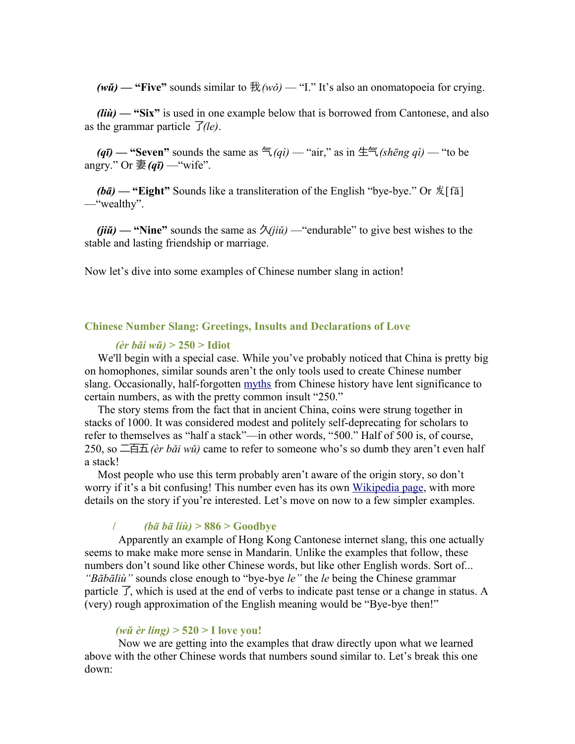***(wǔ)* — "Five"** sounds similar to 我*(wǒ)* — "I." It's also an onomatopoeia for crying.

***(liù)* — "Six"** is used in one example below that is borrowed from Cantonese, and also as the grammar particle 了*(le)*.

***(qī)* — "Seven"** sounds the same as 气*(qì)* — "air," as in 生气*(shēng qì)* — "to be angry." Or 妻***(qī)*** —"wife".

***(bā)* — "Eight"** Sounds like a transliteration of the English "bye-bye." Or 发[fā] —"wealthy".

***(jiǔ)* — "Nine"** sounds the same as 久*(jiǔ)* —"endurable" to give best wishes to the stable and lasting friendship or marriage.

Now let's dive into some examples of Chinese number slang in action!

## Chinese Number Slang: Greetings, Insults and Declarations of Love

### *(èr bǎi wǔ)* > 250 > Idiot

We'll begin with a special case. While you've probably noticed that China is pretty big on homophones, similar sounds aren't the only tools used to create Chinese number slang. Occasionally, half-forgotten myths from Chinese history have lent significance to certain numbers, as with the pretty common insult "250."

The story stems from the fact that in ancient China, coins were strung together in stacks of 1000. It was considered modest and politely self-deprecating for scholars to refer to themselves as "half a stack"—in other words, "500." Half of 500 is, of course, 250, so 二百五*(èr bǎi wǔ)* came to refer to someone who's so dumb they aren't even half a stack!

Most people who use this term probably aren't aware of the origin story, so don't worry if it's a bit confusing! This number even has its own Wikipedia page, with more details on the story if you're interested. Let's move on now to a few simpler examples.

### / *(bā bā liù)* > 886 > Goodbye

Apparently an example of Hong Kong Cantonese internet slang, this one actually seems to make make more sense in Mandarin. Unlike the examples that follow, these numbers don't sound like other Chinese words, but like other English words. Sort of... *"Bābāliù"* sounds close enough to "bye-bye *le"* the *le* being the Chinese grammar particle 了, which is used at the end of verbs to indicate past tense or a change in status. A (very) rough approximation of the English meaning would be "Bye-bye then!"

### *(wǔ èr líng)* > 520 > I love you!

Now we are getting into the examples that draw directly upon what we learned above with the other Chinese words that numbers sound similar to. Let's break this one down: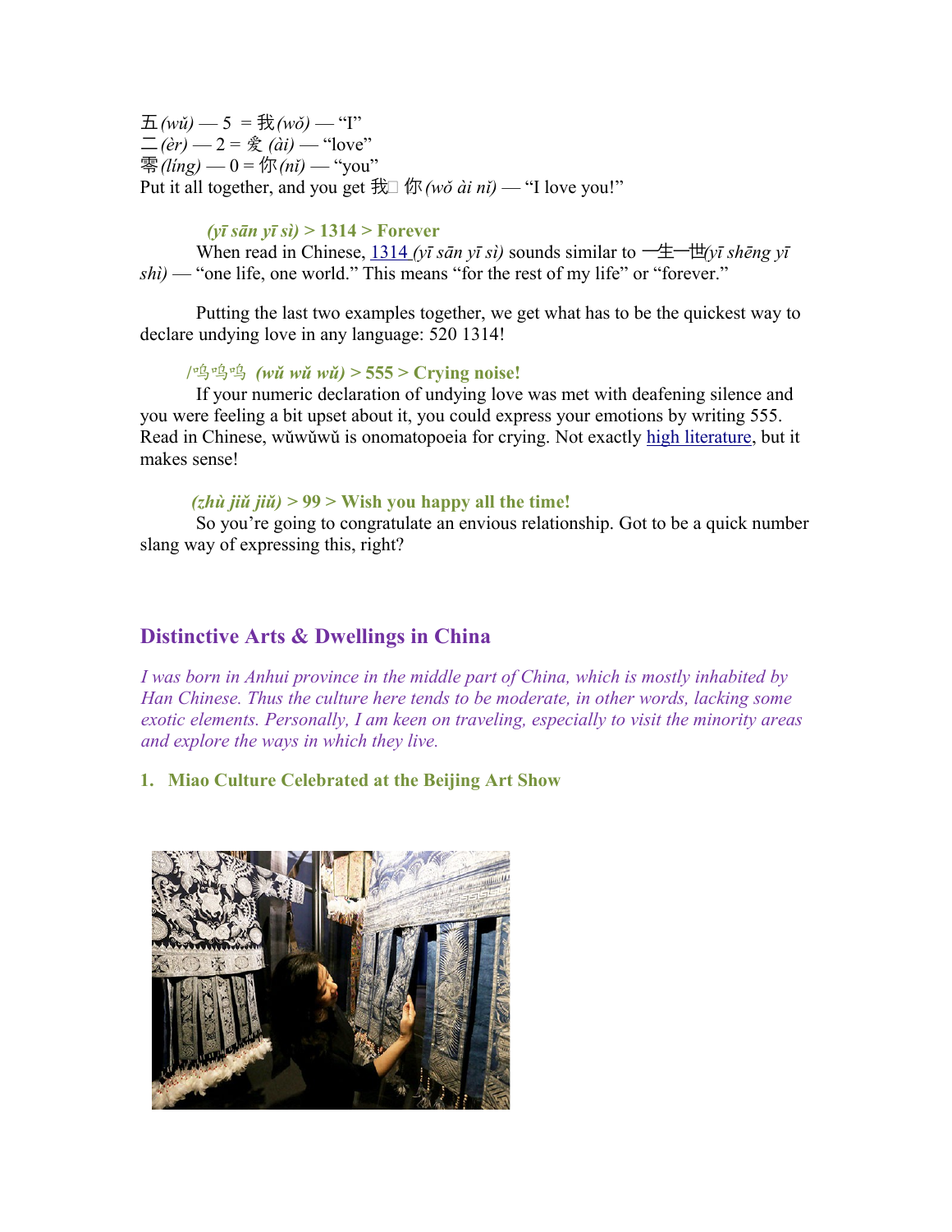五 *(wǔ)* — 5 = 我 *(wǒ)* — "I"
二 *(èr)* — 2 = 爱 *(ài)* — "love"
零 *(líng)* — 0 = 你 *(nǐ)* — "you"
Put it all together, and you get 我□ 你 *(wǒ ài nǐ)* — "I love you!"

***(yī sān yī sì)* > 1314 > Forever**

When read in Chinese, 1314 *(yī sān yī sì)* sounds similar to 一生一世*(yī shēng yī shì)* — "one life, one world." This means "for the rest of my life" or "forever."

Putting the last two examples together, we get what has to be the quickest way to declare undying love in any language: 520 1314!

**/呜呜呜 *(wǔ wǔ wǔ)* > 555 > Crying noise!**

If your numeric declaration of undying love was met with deafening silence and you were feeling a bit upset about it, you could express your emotions by writing 555. Read in Chinese, wǔwǔwǔ is onomatopoeia for crying. Not exactly high literature, but it makes sense!

***(zhù jiǔ jiǔ)* > 99 > Wish you happy all the time!**

So you're going to congratulate an envious relationship. Got to be a quick number slang way of expressing this, right?

## Distinctive Arts & Dwellings in China

*I was born in Anhui province in the middle part of China, which is mostly inhabited by Han Chinese. Thus the culture here tends to be moderate, in other words, lacking some exotic elements. Personally, I am keen on traveling, especially to visit the minority areas and explore the ways in which they live.*

### 1. Miao Culture Celebrated at the Beijing Art Show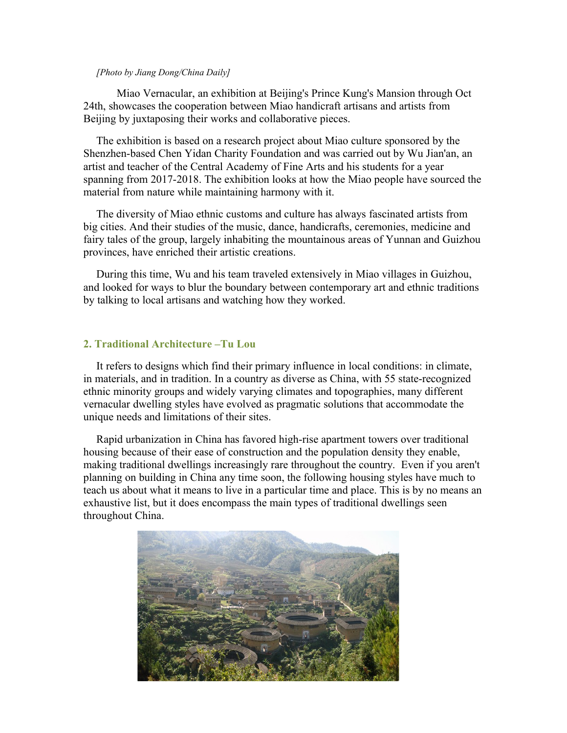*[Photo by Jiang Dong/China Daily]*

Miao Vernacular, an exhibition at Beijing's Prince Kung's Mansion through Oct 24th, showcases the cooperation between Miao handicraft artisans and artists from Beijing by juxtaposing their works and collaborative pieces.

The exhibition is based on a research project about Miao culture sponsored by the Shenzhen-based Chen Yidan Charity Foundation and was carried out by Wu Jian'an, an artist and teacher of the Central Academy of Fine Arts and his students for a year spanning from 2017-2018. The exhibition looks at how the Miao people have sourced the material from nature while maintaining harmony with it.

The diversity of Miao ethnic customs and culture has always fascinated artists from big cities. And their studies of the music, dance, handicrafts, ceremonies, medicine and fairy tales of the group, largely inhabiting the mountainous areas of Yunnan and Guizhou provinces, have enriched their artistic creations.

During this time, Wu and his team traveled extensively in Miao villages in Guizhou, and looked for ways to blur the boundary between contemporary art and ethnic traditions by talking to local artisans and watching how they worked.

## 2. Traditional Architecture –Tu Lou

It refers to designs which find their primary influence in local conditions: in climate, in materials, and in tradition. In a country as diverse as China, with 55 state-recognized ethnic minority groups and widely varying climates and topographies, many different vernacular dwelling styles have evolved as pragmatic solutions that accommodate the unique needs and limitations of their sites.

Rapid urbanization in China has favored high-rise apartment towers over traditional housing because of their ease of construction and the population density they enable, making traditional dwellings increasingly rare throughout the country. Even if you aren't planning on building in China any time soon, the following housing styles have much to teach us about what it means to live in a particular time and place. This is by no means an exhaustive list, but it does encompass the main types of traditional dwellings seen throughout China.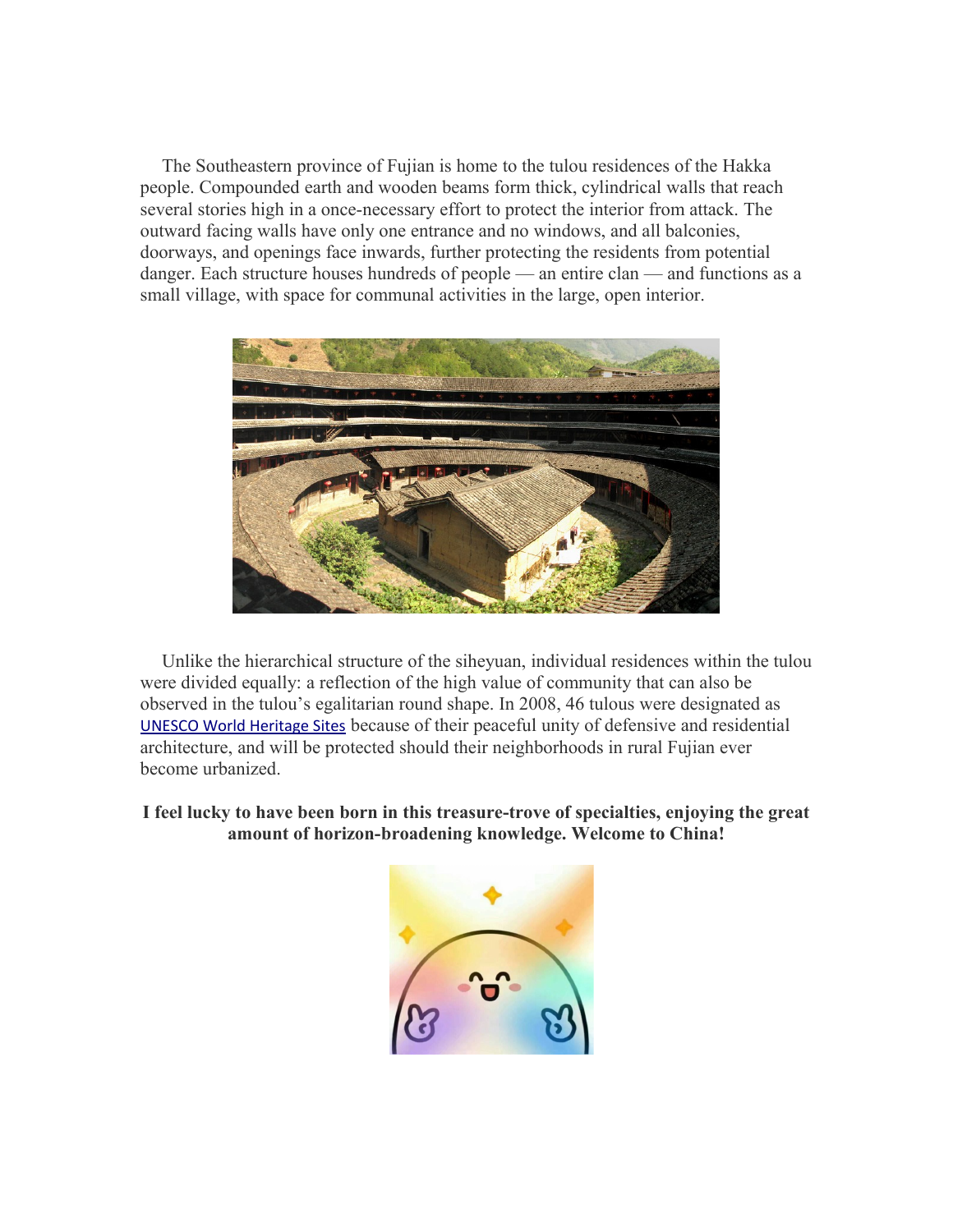The Southeastern province of Fujian is home to the tulou residences of the Hakka people. Compounded earth and wooden beams form thick, cylindrical walls that reach several stories high in a once-necessary effort to protect the interior from attack. The outward facing walls have only one entrance and no windows, and all balconies, doorways, and openings face inwards, further protecting the residents from potential danger. Each structure houses hundreds of people — an entire clan — and functions as a small village, with space for communal activities in the large, open interior.

Unlike the hierarchical structure of the siheyuan, individual residences within the tulou were divided equally: a reflection of the high value of community that can also be observed in the tulou's egalitarian round shape. In 2008, 46 tulous were designated as UNESCO World Heritage Sites because of their peaceful unity of defensive and residential architecture, and will be protected should their neighborhoods in rural Fujian ever become urbanized.

**I feel lucky to have been born in this treasure-trove of specialties, enjoying the great amount of horizon-broadening knowledge. Welcome to China!**